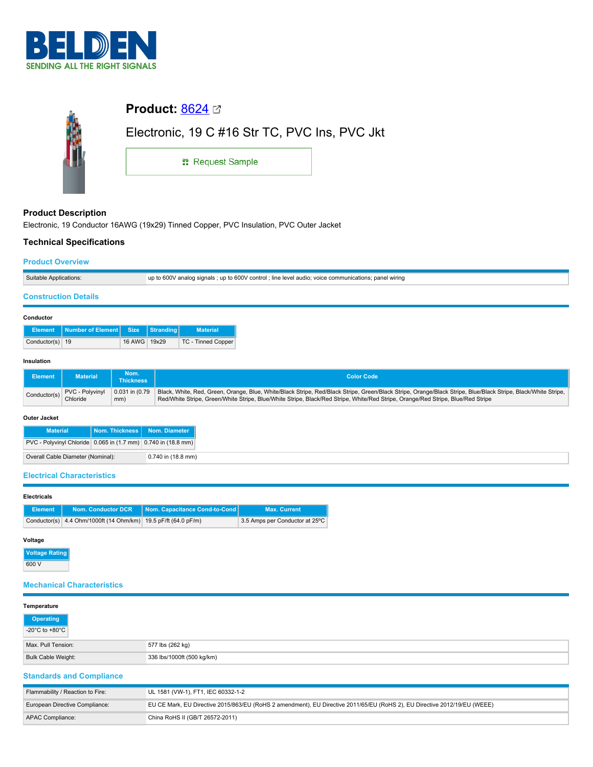BELDEN

SENDING ALL THE RIGHT SIGNALS

# Product: 8624

Electronic, 19 C #16 Str TC, PVC Ins, PVC Jkt

Request Sample

## Product Description

Electronic, 19 Conductor 16AWG (19x29) Tinned Copper, PVC Insulation, PVC Outer Jacket

## Technical Specifications

### Product Overview

| Suitable Applications: | up to 600V analog signals ; up to 600V control ; line level audio; voice communications; panel wiring |
|---|---|

### Construction Details

**Conductor**

| Element | Number of Element | Size | Stranding | Material |
|---|---|---|---|---|
| Conductor(s) | 19 | 16 AWG | 19x29 | TC - Tinned Copper |

**Insulation**

| Element | Material | Nom. Thickness | Color Code |
|---|---|---|---|
| Conductor(s) | PVC - Polyvinyl Chloride | 0.031 in (0.79 mm) | Black, White, Red, Green, Orange, Blue, White/Black Stripe, Red/Black Stripe, Green/Black Stripe, Orange/Black Stripe, Blue/Black Stripe, Black/White Stripe, Red/White Stripe, Green/White Stripe, Blue/White Stripe, Black/Red Stripe, White/Red Stripe, Orange/Red Stripe, Blue/Red Stripe |

**Outer Jacket**

| Material | Nom. Thickness | Nom. Diameter |
|---|---|---|
| PVC - Polyvinyl Chloride | 0.065 in (1.7 mm) | 0.740 in (18.8 mm) |

| Overall Cable Diameter (Nominal): | 0.740 in (18.8 mm) |
|---|---|

### Electrical Characteristics

**Electricals**

| Element | Nom. Conductor DCR | Nom. Capacitance Cond-to-Cond | Max. Current |
|---|---|---|---|
| Conductor(s) | 4.4 Ohm/1000ft (14 Ohm/km) | 19.5 pF/ft (64.0 pF/m) | 3.5 Amps per Conductor at 25ºC |

**Voltage**

| Voltage Rating |
|---|
| 600 V |

### Mechanical Characteristics

**Temperature**

| Operating |
|---|
| -20°C to +80°C |

| Max. Pull Tension: | 577 lbs (262 kg) |
|---|---|
| Bulk Cable Weight: | 336 lbs/1000ft (500 kg/km) |

### Standards and Compliance

| Flammability / Reaction to Fire: | UL 1581 (VW-1), FT1, IEC 60332-1-2 |
|---|---|
| European Directive Compliance: | EU CE Mark, EU Directive 2015/863/EU (RoHS 2 amendment), EU Directive 2011/65/EU (RoHS 2), EU Directive 2012/19/EU (WEEE) |
| APAC Compliance: | China RoHS II (GB/T 26572-2011) |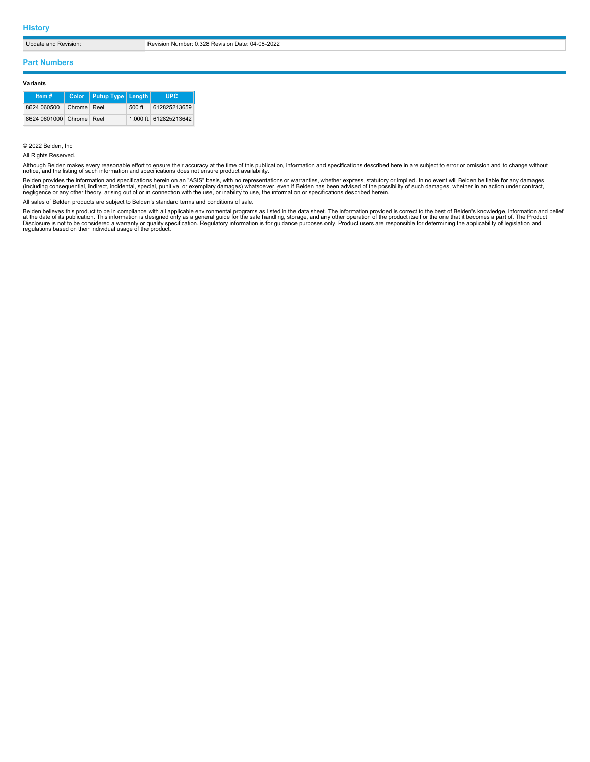## History

| | |
|---|---|
| Update and Revision: | Revision Number: 0.328 Revision Date: 04-08-2022 |

## Part Numbers

**Variants**

| Item # | Color | Putup Type | Length | UPC |
|---|---|---|---|---|
| 8624 060500 | Chrome | Reel | 500 ft | 612825213659 |
| 8624 0601000 | Chrome | Reel | 1,000 ft | 612825213642 |

© 2022 Belden, Inc

All Rights Reserved.

Although Belden makes every reasonable effort to ensure their accuracy at the time of this publication, information and specifications described here in are subject to error or omission and to change without notice, and the listing of such information and specifications does not ensure product availability.

Belden provides the information and specifications herein on an "ASIS" basis, with no representations or warranties, whether express, statutory or implied. In no event will Belden be liable for any damages (including consequential, indirect, incidental, special, punitive, or exemplary damages) whatsoever, even if Belden has been advised of the possibility of such damages, whether in an action under contract, negligence or any other theory, arising out of or in connection with the use, or inability to use, the information or specifications described herein.

All sales of Belden products are subject to Belden's standard terms and conditions of sale.

Belden believes this product to be in compliance with all applicable environmental programs as listed in the data sheet. The information provided is correct to the best of Belden's knowledge, information and belief at the date of its publication. This information is designed only as a general guide for the safe handling, storage, and any other operation of the product itself or the one that it becomes a part of. The Product Disclosure is not to be considered a warranty or quality specification. Regulatory information is for guidance purposes only. Product users are responsible for determining the applicability of legislation and regulations based on their individual usage of the product.